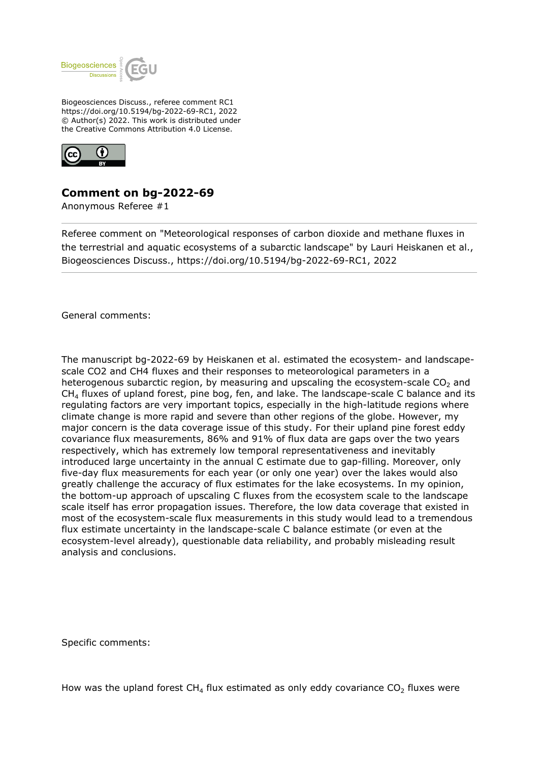Biogeosciences Discuss., referee comment RC1
https://doi.org/10.5194/bg-2022-69-RC1, 2022
© Author(s) 2022. This work is distributed under
the Creative Commons Attribution 4.0 License.

## Comment on bg-2022-69

Anonymous Referee #1

Referee comment on "Meteorological responses of carbon dioxide and methane fluxes in the terrestrial and aquatic ecosystems of a subarctic landscape" by Lauri Heiskanen et al., Biogeosciences Discuss., https://doi.org/10.5194/bg-2022-69-RC1, 2022

General comments:

The manuscript bg-2022-69 by Heiskanen et al. estimated the ecosystem- and landscape-scale CO2 and CH4 fluxes and their responses to meteorological parameters in a heterogenous subarctic region, by measuring and upscaling the ecosystem-scale $CO_2$ and $CH_4$ fluxes of upland forest, pine bog, fen, and lake. The landscape-scale C balance and its regulating factors are very important topics, especially in the high-latitude regions where climate change is more rapid and severe than other regions of the globe. However, my major concern is the data coverage issue of this study. For their upland pine forest eddy covariance flux measurements, 86% and 91% of flux data are gaps over the two years respectively, which has extremely low temporal representativeness and inevitably introduced large uncertainty in the annual C estimate due to gap-filling. Moreover, only five-day flux measurements for each year (or only one year) over the lakes would also greatly challenge the accuracy of flux estimates for the lake ecosystems. In my opinion, the bottom-up approach of upscaling C fluxes from the ecosystem scale to the landscape scale itself has error propagation issues. Therefore, the low data coverage that existed in most of the ecosystem-scale flux measurements in this study would lead to a tremendous flux estimate uncertainty in the landscape-scale C balance estimate (or even at the ecosystem-level already), questionable data reliability, and probably misleading result analysis and conclusions.

Specific comments:

How was the upland forest $CH_4$ flux estimated as only eddy covariance $CO_2$ fluxes were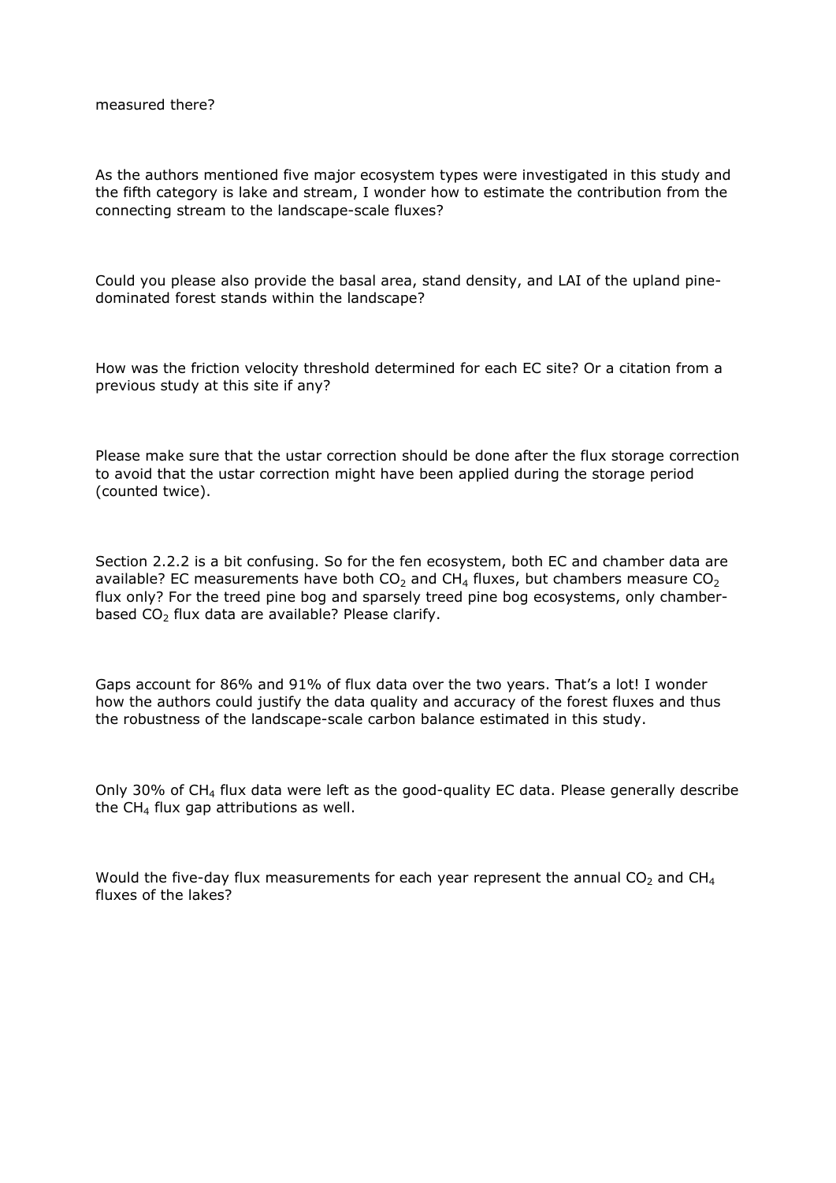measured there?

As the authors mentioned five major ecosystem types were investigated in this study and the fifth category is lake and stream, I wonder how to estimate the contribution from the connecting stream to the landscape-scale fluxes?

Could you please also provide the basal area, stand density, and LAI of the upland pine-dominated forest stands within the landscape?

How was the friction velocity threshold determined for each EC site? Or a citation from a previous study at this site if any?

Please make sure that the ustar correction should be done after the flux storage correction to avoid that the ustar correction might have been applied during the storage period (counted twice).

Section 2.2.2 is a bit confusing. So for the fen ecosystem, both EC and chamber data are available? EC measurements have both $CO_2$ and $CH_4$ fluxes, but chambers measure $CO_2$ flux only? For the treed pine bog and sparsely treed pine bog ecosystems, only chamber-based $CO_2$ flux data are available? Please clarify.

Gaps account for 86% and 91% of flux data over the two years. That's a lot! I wonder how the authors could justify the data quality and accuracy of the forest fluxes and thus the robustness of the landscape-scale carbon balance estimated in this study.

Only 30% of $CH_4$ flux data were left as the good-quality EC data. Please generally describe the $CH_4$ flux gap attributions as well.

Would the five-day flux measurements for each year represent the annual $CO_2$ and $CH_4$ fluxes of the lakes?